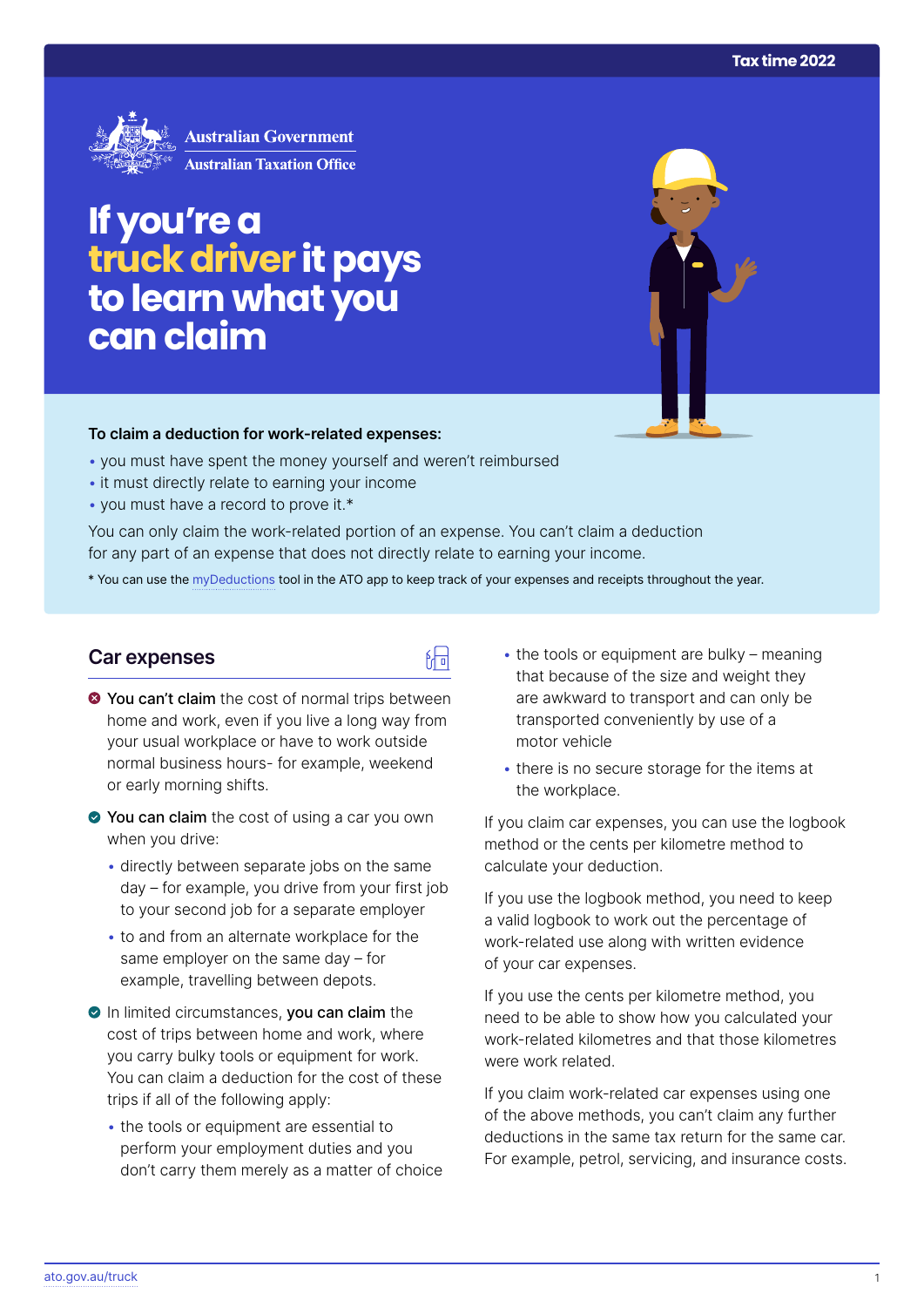# If you're a truck driver it pays to learn what you can claim

**To claim a deduction for work-related expenses:**

- you must have spent the money yourself and weren't reimbursed
- it must directly relate to earning your income
- you must have a record to prove it.*

You can only claim the work-related portion of an expense. You can't claim a deduction for any part of an expense that does not directly relate to earning your income.

* You can use the myDeductions tool in the ATO app to keep track of your expenses and receipts throughout the year.

## Car expenses

**You can't claim** the cost of normal trips between home and work, even if you live a long way from your usual workplace or have to work outside normal business hours- for example, weekend or early morning shifts.

**You can claim** the cost of using a car you own when you drive:

- directly between separate jobs on the same day – for example, you drive from your first job to your second job for a separate employer
- to and from an alternate workplace for the same employer on the same day – for example, travelling between depots.

In limited circumstances, **you can claim** the cost of trips between home and work, where you carry bulky tools or equipment for work. You can claim a deduction for the cost of these trips if all of the following apply:

- the tools or equipment are essential to perform your employment duties and you don't carry them merely as a matter of choice
- the tools or equipment are bulky – meaning that because of the size and weight they are awkward to transport and can only be transported conveniently by use of a motor vehicle
- there is no secure storage for the items at the workplace.

If you claim car expenses, you can use the logbook method or the cents per kilometre method to calculate your deduction.

If you use the logbook method, you need to keep a valid logbook to work out the percentage of work-related use along with written evidence of your car expenses.

If you use the cents per kilometre method, you need to be able to show how you calculated your work-related kilometres and that those kilometres were work related.

If you claim work-related car expenses using one of the above methods, you can't claim any further deductions in the same tax return for the same car. For example, petrol, servicing, and insurance costs.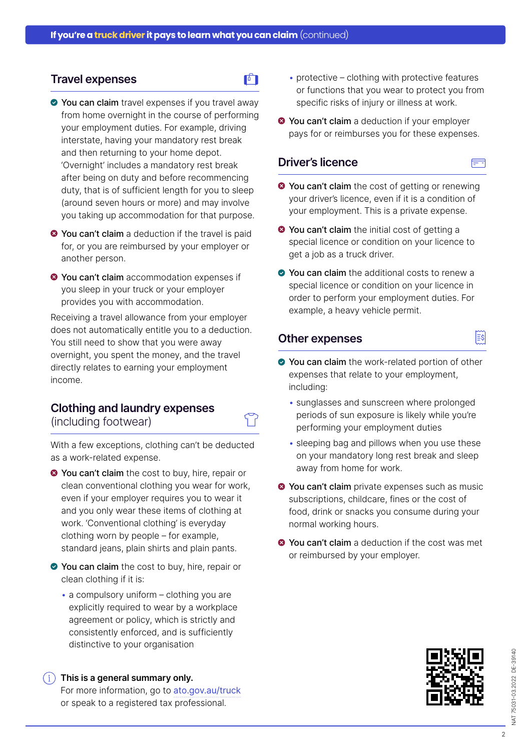**If you're a truck driver it pays to learn what you can claim** (continued)

## Travel expenses

- **You can claim** travel expenses if you travel away from home overnight in the course of performing your employment duties. For example, driving interstate, having your mandatory rest break and then returning to your home depot. 'Overnight' includes a mandatory rest break after being on duty and before recommencing duty, that is of sufficient length for you to sleep (around seven hours or more) and may involve you taking up accommodation for that purpose.
- **You can't claim** a deduction if the travel is paid for, or you are reimbursed by your employer or another person.
- **You can't claim** accommodation expenses if you sleep in your truck or your employer provides you with accommodation.

Receiving a travel allowance from your employer does not automatically entitle you to a deduction. You still need to show that you were away overnight, you spent the money, and the travel directly relates to earning your employment income.

## Clothing and laundry expenses (including footwear)

With a few exceptions, clothing can't be deducted as a work-related expense.

- **You can't claim** the cost to buy, hire, repair or clean conventional clothing you wear for work, even if your employer requires you to wear it and you only wear these items of clothing at work. 'Conventional clothing' is everyday clothing worn by people – for example, standard jeans, plain shirts and plain pants.
- **You can claim** the cost to buy, hire, repair or clean clothing if it is:
  - a compulsory uniform – clothing you are explicitly required to wear by a workplace agreement or policy, which is strictly and consistently enforced, and is sufficiently distinctive to your organisation
  - protective – clothing with protective features or functions that you wear to protect you from specific risks of injury or illness at work.
- **You can't claim** a deduction if your employer pays for or reimburses you for these expenses.

## Driver's licence

- **You can't claim** the cost of getting or renewing your driver's licence, even if it is a condition of your employment. This is a private expense.
- **You can't claim** the initial cost of getting a special licence or condition on your licence to get a job as a truck driver.
- **You can claim** the additional costs to renew a special licence or condition on your licence in order to perform your employment duties. For example, a heavy vehicle permit.

## Other expenses

- **You can claim** the work-related portion of other expenses that relate to your employment, including:
  - sunglasses and sunscreen where prolonged periods of sun exposure is likely while you're performing your employment duties
  - sleeping bag and pillows when you use these on your mandatory long rest break and sleep away from home for work.
- **You can't claim** private expenses such as music subscriptions, childcare, fines or the cost of food, drink or snacks you consume during your normal working hours.
- **You can't claim** a deduction if the cost was met or reimbursed by your employer.

**This is a general summary only.**
For more information, go to ato.gov.au/truck or speak to a registered tax professional.

NAT 75031-03.2022 DE-39140